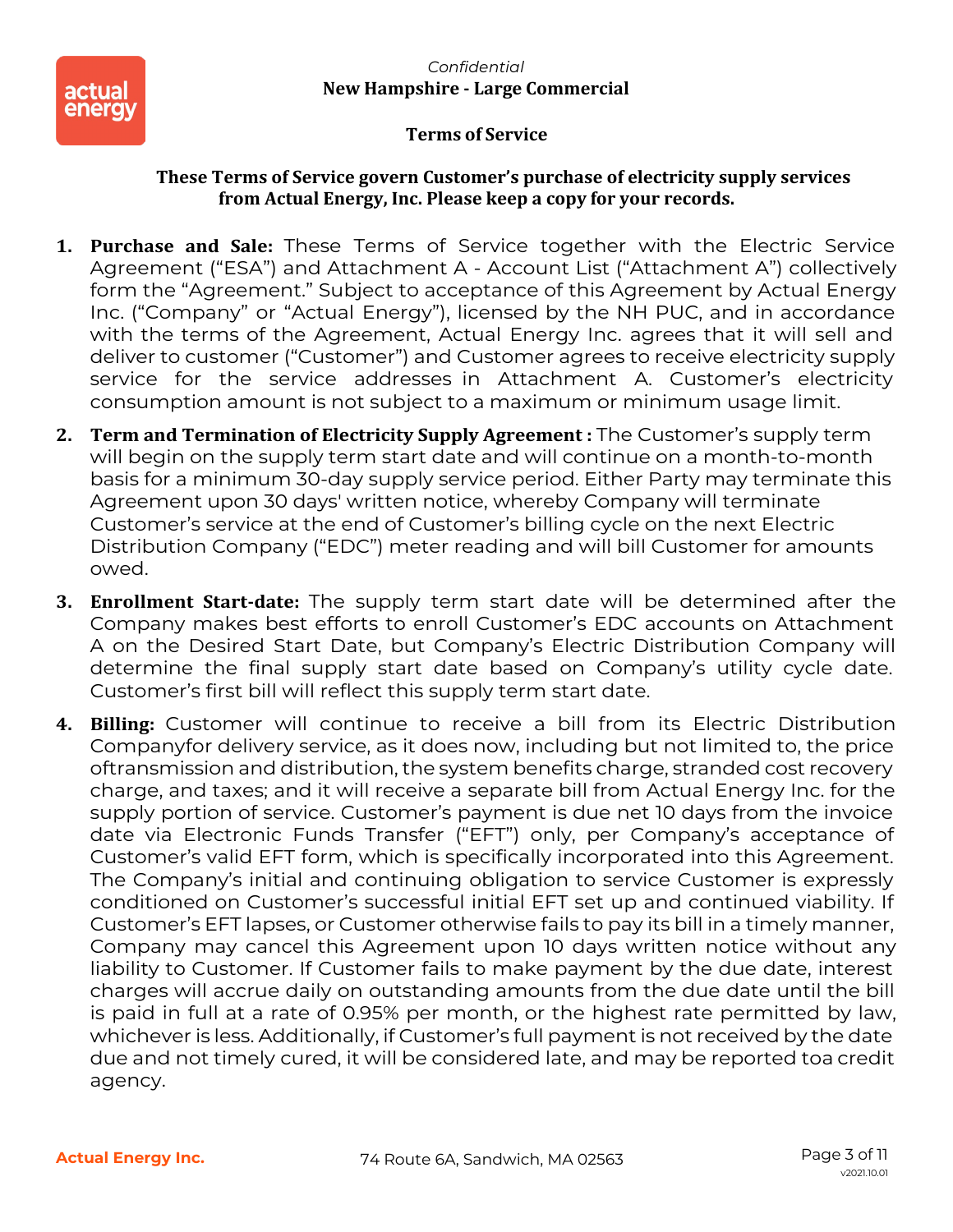*Confidential*

**New Hampshire - Large Commercial**

# Terms of Service

**These Terms of Service govern Customer's purchase of electricity supply services from Actual Energy, Inc. Please keep a copy for your records.**

1. **Purchase and Sale:** These Terms of Service together with the Electric Service Agreement ("ESA") and Attachment A - Account List ("Attachment A") collectively form the "Agreement." Subject to acceptance of this Agreement by Actual Energy Inc. ("Company" or "Actual Energy"), licensed by the NH PUC, and in accordance with the terms of the Agreement, Actual Energy Inc. agrees that it will sell and deliver to customer ("Customer") and Customer agrees to receive electricity supply service for the service addresses in Attachment A. Customer's electricity consumption amount is not subject to a maximum or minimum usage limit.
2. **Term and Termination of Electricity Supply Agreement :** The Customer's supply term will begin on the supply term start date and will continue on a month-to-month basis for a minimum 30-day supply service period. Either Party may terminate this Agreement upon 30 days' written notice, whereby Company will terminate Customer's service at the end of Customer's billing cycle on the next Electric Distribution Company ("EDC") meter reading and will bill Customer for amounts owed.
3. **Enrollment Start-date:** The supply term start date will be determined after the Company makes best efforts to enroll Customer's EDC accounts on Attachment A on the Desired Start Date, but Company's Electric Distribution Company will determine the final supply start date based on Company's utility cycle date. Customer's first bill will reflect this supply term start date.
4. **Billing:** Customer will continue to receive a bill from its Electric Distribution Companyfor delivery service, as it does now, including but not limited to, the price oftransmission and distribution, the system benefits charge, stranded cost recovery charge, and taxes; and it will receive a separate bill from Actual Energy Inc. for the supply portion of service. Customer's payment is due net 10 days from the invoice date via Electronic Funds Transfer ("EFT") only, per Company's acceptance of Customer's valid EFT form, which is specifically incorporated into this Agreement. The Company's initial and continuing obligation to service Customer is expressly conditioned on Customer's successful initial EFT set up and continued viability. If Customer's EFT lapses, or Customer otherwise fails to pay its bill in a timely manner, Company may cancel this Agreement upon 10 days written notice without any liability to Customer. If Customer fails to make payment by the due date, interest charges will accrue daily on outstanding amounts from the due date until the bill is paid in full at a rate of 0.95% per month, or the highest rate permitted by law, whichever is less. Additionally, if Customer's full payment is not received by the date due and not timely cured, it will be considered late, and may be reported toa credit agency.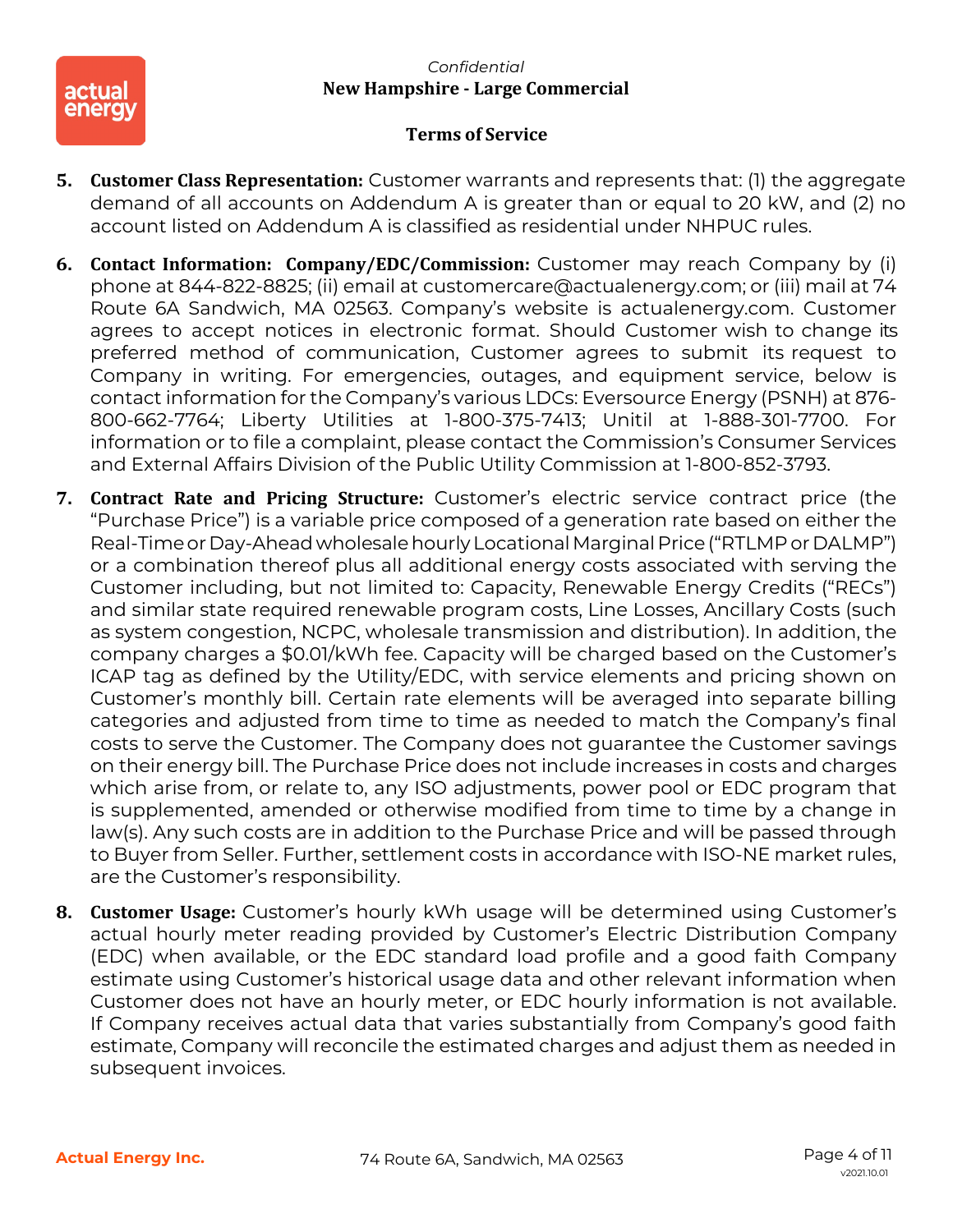5. **Customer Class Representation:** Customer warrants and represents that: (1) the aggregate demand of all accounts on Addendum A is greater than or equal to 20 kW, and (2) no account listed on Addendum A is classified as residential under NHPUC rules.

6. **Contact Information: Company/EDC/Commission:** Customer may reach Company by (i) phone at 844-822-8825; (ii) email at customercare@actualenergy.com; or (iii) mail at 74 Route 6A Sandwich, MA 02563. Company's website is actualenergy.com. Customer agrees to accept notices in electronic format. Should Customer wish to change its preferred method of communication, Customer agrees to submit its request to Company in writing. For emergencies, outages, and equipment service, below is contact information for the Company's various LDCs: Eversource Energy (PSNH) at 876-800-662-7764; Liberty Utilities at 1-800-375-7413; Unitil at 1-888-301-7700. For information or to file a complaint, please contact the Commission's Consumer Services and External Affairs Division of the Public Utility Commission at 1-800-852-3793.

7. **Contract Rate and Pricing Structure:** Customer's electric service contract price (the "Purchase Price") is a variable price composed of a generation rate based on either the Real-Time or Day-Ahead wholesale hourly Locational Marginal Price ("RTLMP or DALMP") or a combination thereof plus all additional energy costs associated with serving the Customer including, but not limited to: Capacity, Renewable Energy Credits ("RECs") and similar state required renewable program costs, Line Losses, Ancillary Costs (such as system congestion, NCPC, wholesale transmission and distribution). In addition, the company charges a $0.01/kWh fee. Capacity will be charged based on the Customer's ICAP tag as defined by the Utility/EDC, with service elements and pricing shown on Customer's monthly bill. Certain rate elements will be averaged into separate billing categories and adjusted from time to time as needed to match the Company's final costs to serve the Customer. The Company does not guarantee the Customer savings on their energy bill. The Purchase Price does not include increases in costs and charges which arise from, or relate to, any ISO adjustments, power pool or EDC program that is supplemented, amended or otherwise modified from time to time by a change in law(s). Any such costs are in addition to the Purchase Price and will be passed through to Buyer from Seller. Further, settlement costs in accordance with ISO-NE market rules, are the Customer's responsibility.

8. **Customer Usage:** Customer's hourly kWh usage will be determined using Customer's actual hourly meter reading provided by Customer's Electric Distribution Company (EDC) when available, or the EDC standard load profile and a good faith Company estimate using Customer's historical usage data and other relevant information when Customer does not have an hourly meter, or EDC hourly information is not available. If Company receives actual data that varies substantially from Company's good faith estimate, Company will reconcile the estimated charges and adjust them as needed in subsequent invoices.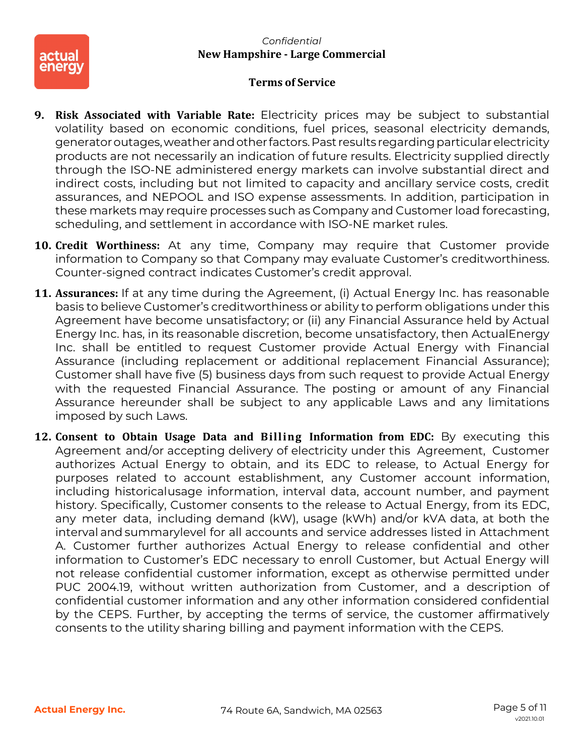9. **Risk Associated with Variable Rate:** Electricity prices may be subject to substantial volatility based on economic conditions, fuel prices, seasonal electricity demands, generator outages, weather and other factors. Past results regarding particular electricity products are not necessarily an indication of future results. Electricity supplied directly through the ISO-NE administered energy markets can involve substantial direct and indirect costs, including but not limited to capacity and ancillary service costs, credit assurances, and NEPOOL and ISO expense assessments. In addition, participation in these markets may require processes such as Company and Customer load forecasting, scheduling, and settlement in accordance with ISO-NE market rules.

10. **Credit Worthiness:** At any time, Company may require that Customer provide information to Company so that Company may evaluate Customer's creditworthiness. Counter-signed contract indicates Customer's credit approval.

11. **Assurances:** If at any time during the Agreement, (i) Actual Energy Inc. has reasonable basis to believe Customer's creditworthiness or ability to perform obligations under this Agreement have become unsatisfactory; or (ii) any Financial Assurance held by Actual Energy Inc. has, in its reasonable discretion, become unsatisfactory, then ActualEnergy Inc. shall be entitled to request Customer provide Actual Energy with Financial Assurance (including replacement or additional replacement Financial Assurance); Customer shall have five (5) business days from such request to provide Actual Energy with the requested Financial Assurance. The posting or amount of any Financial Assurance hereunder shall be subject to any applicable Laws and any limitations imposed by such Laws.

12. **Consent to Obtain Usage Data and Billing Information from EDC:** By executing this Agreement and/or accepting delivery of electricity under this Agreement, Customer authorizes Actual Energy to obtain, and its EDC to release, to Actual Energy for purposes related to account establishment, any Customer account information, including historicalusage information, interval data, account number, and payment history. Specifically, Customer consents to the release to Actual Energy, from its EDC, any meter data, including demand (kW), usage (kWh) and/or kVA data, at both the interval and summarylevel for all accounts and service addresses listed in Attachment A. Customer further authorizes Actual Energy to release confidential and other information to Customer's EDC necessary to enroll Customer, but Actual Energy will not release confidential customer information, except as otherwise permitted under PUC 2004.19, without written authorization from Customer, and a description of confidential customer information and any other information considered confidential by the CEPS. Further, by accepting the terms of service, the customer affirmatively consents to the utility sharing billing and payment information with the CEPS.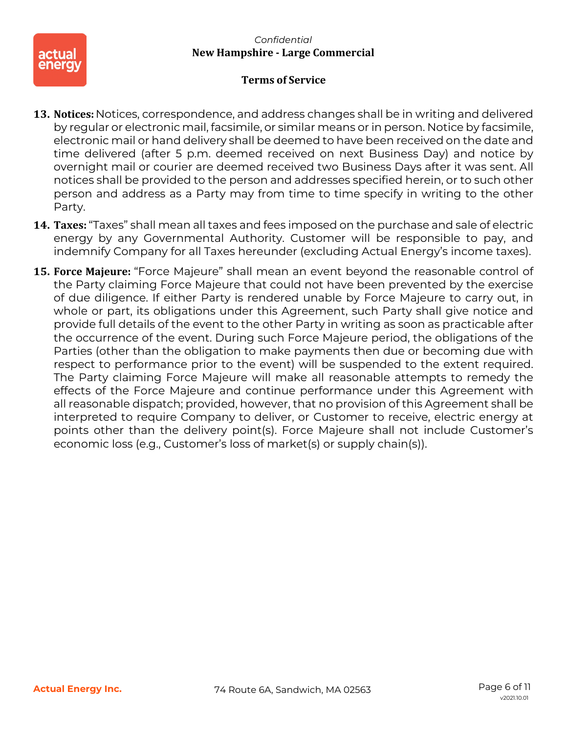13. **Notices:** Notices, correspondence, and address changes shall be in writing and delivered by regular or electronic mail, facsimile, or similar means or in person. Notice by facsimile, electronic mail or hand delivery shall be deemed to have been received on the date and time delivered (after 5 p.m. deemed received on next Business Day) and notice by overnight mail or courier are deemed received two Business Days after it was sent. All notices shall be provided to the person and addresses specified herein, or to such other person and address as a Party may from time to time specify in writing to the other Party.

14. **Taxes:** "Taxes" shall mean all taxes and fees imposed on the purchase and sale of electric energy by any Governmental Authority. Customer will be responsible to pay, and indemnify Company for all Taxes hereunder (excluding Actual Energy's income taxes).

15. **Force Majeure:** "Force Majeure" shall mean an event beyond the reasonable control of the Party claiming Force Majeure that could not have been prevented by the exercise of due diligence. If either Party is rendered unable by Force Majeure to carry out, in whole or part, its obligations under this Agreement, such Party shall give notice and provide full details of the event to the other Party in writing as soon as practicable after the occurrence of the event. During such Force Majeure period, the obligations of the Parties (other than the obligation to make payments then due or becoming due with respect to performance prior to the event) will be suspended to the extent required. The Party claiming Force Majeure will make all reasonable attempts to remedy the effects of the Force Majeure and continue performance under this Agreement with all reasonable dispatch; provided, however, that no provision of this Agreement shall be interpreted to require Company to deliver, or Customer to receive, electric energy at points other than the delivery point(s). Force Majeure shall not include Customer's economic loss (e.g., Customer's loss of market(s) or supply chain(s)).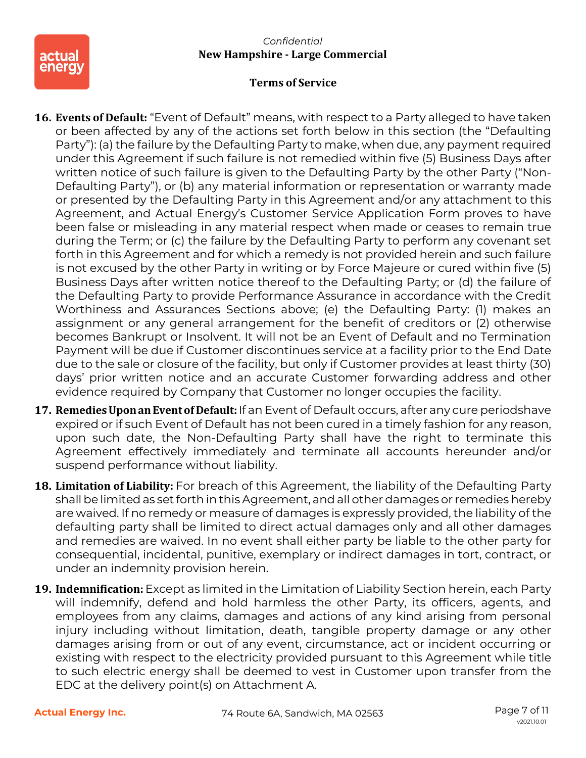16. **Events of Default:** "Event of Default" means, with respect to a Party alleged to have taken or been affected by any of the actions set forth below in this section (the "Defaulting Party"): (a) the failure by the Defaulting Party to make, when due, any payment required under this Agreement if such failure is not remedied within five (5) Business Days after written notice of such failure is given to the Defaulting Party by the other Party ("Non-Defaulting Party"), or (b) any material information or representation or warranty made or presented by the Defaulting Party in this Agreement and/or any attachment to this Agreement, and Actual Energy's Customer Service Application Form proves to have been false or misleading in any material respect when made or ceases to remain true during the Term; or (c) the failure by the Defaulting Party to perform any covenant set forth in this Agreement and for which a remedy is not provided herein and such failure is not excused by the other Party in writing or by Force Majeure or cured within five (5) Business Days after written notice thereof to the Defaulting Party; or (d) the failure of the Defaulting Party to provide Performance Assurance in accordance with the Credit Worthiness and Assurances Sections above; (e) the Defaulting Party: (1) makes an assignment or any general arrangement for the benefit of creditors or (2) otherwise becomes Bankrupt or Insolvent. It will not be an Event of Default and no Termination Payment will be due if Customer discontinues service at a facility prior to the End Date due to the sale or closure of the facility, but only if Customer provides at least thirty (30) days' prior written notice and an accurate Customer forwarding address and other evidence required by Company that Customer no longer occupies the facility.

17. **Remedies Upon an Event of Default:** If an Event of Default occurs, after any cure periodshave expired or if such Event of Default has not been cured in a timely fashion for any reason, upon such date, the Non-Defaulting Party shall have the right to terminate this Agreement effectively immediately and terminate all accounts hereunder and/or suspend performance without liability.

18. **Limitation of Liability:** For breach of this Agreement, the liability of the Defaulting Party shall be limited as set forth in this Agreement, and all other damages or remedies hereby are waived. If no remedy or measure of damages is expressly provided, the liability of the defaulting party shall be limited to direct actual damages only and all other damages and remedies are waived. In no event shall either party be liable to the other party for consequential, incidental, punitive, exemplary or indirect damages in tort, contract, or under an indemnity provision herein.

19. **Indemnification:** Except as limited in the Limitation of Liability Section herein, each Party will indemnify, defend and hold harmless the other Party, its officers, agents, and employees from any claims, damages and actions of any kind arising from personal injury including without limitation, death, tangible property damage or any other damages arising from or out of any event, circumstance, act or incident occurring or existing with respect to the electricity provided pursuant to this Agreement while title to such electric energy shall be deemed to vest in Customer upon transfer from the EDC at the delivery point(s) on Attachment A.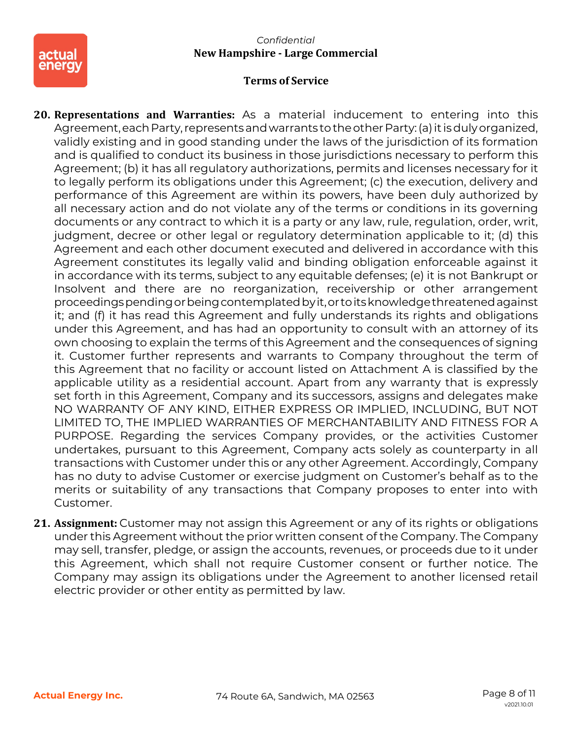**20. Representations and Warranties:** As a material inducement to entering into this Agreement, each Party, represents and warrants to the other Party: (a) it is duly organized, validly existing and in good standing under the laws of the jurisdiction of its formation and is qualified to conduct its business in those jurisdictions necessary to perform this Agreement; (b) it has all regulatory authorizations, permits and licenses necessary for it to legally perform its obligations under this Agreement; (c) the execution, delivery and performance of this Agreement are within its powers, have been duly authorized by all necessary action and do not violate any of the terms or conditions in its governing documents or any contract to which it is a party or any law, rule, regulation, order, writ, judgment, decree or other legal or regulatory determination applicable to it; (d) this Agreement and each other document executed and delivered in accordance with this Agreement constitutes its legally valid and binding obligation enforceable against it in accordance with its terms, subject to any equitable defenses; (e) it is not Bankrupt or Insolvent and there are no reorganization, receivership or other arrangement proceedings pending or being contemplated by it, or to its knowledge threatened against it; and (f) it has read this Agreement and fully understands its rights and obligations under this Agreement, and has had an opportunity to consult with an attorney of its own choosing to explain the terms of this Agreement and the consequences of signing it. Customer further represents and warrants to Company throughout the term of this Agreement that no facility or account listed on Attachment A is classified by the applicable utility as a residential account. Apart from any warranty that is expressly set forth in this Agreement, Company and its successors, assigns and delegates make NO WARRANTY OF ANY KIND, EITHER EXPRESS OR IMPLIED, INCLUDING, BUT NOT LIMITED TO, THE IMPLIED WARRANTIES OF MERCHANTABILITY AND FITNESS FOR A PURPOSE. Regarding the services Company provides, or the activities Customer undertakes, pursuant to this Agreement, Company acts solely as counterparty in all transactions with Customer under this or any other Agreement. Accordingly, Company has no duty to advise Customer or exercise judgment on Customer's behalf as to the merits or suitability of any transactions that Company proposes to enter into with Customer.

**21. Assignment:** Customer may not assign this Agreement or any of its rights or obligations under this Agreement without the prior written consent of the Company. The Company may sell, transfer, pledge, or assign the accounts, revenues, or proceeds due to it under this Agreement, which shall not require Customer consent or further notice. The Company may assign its obligations under the Agreement to another licensed retail electric provider or other entity as permitted by law.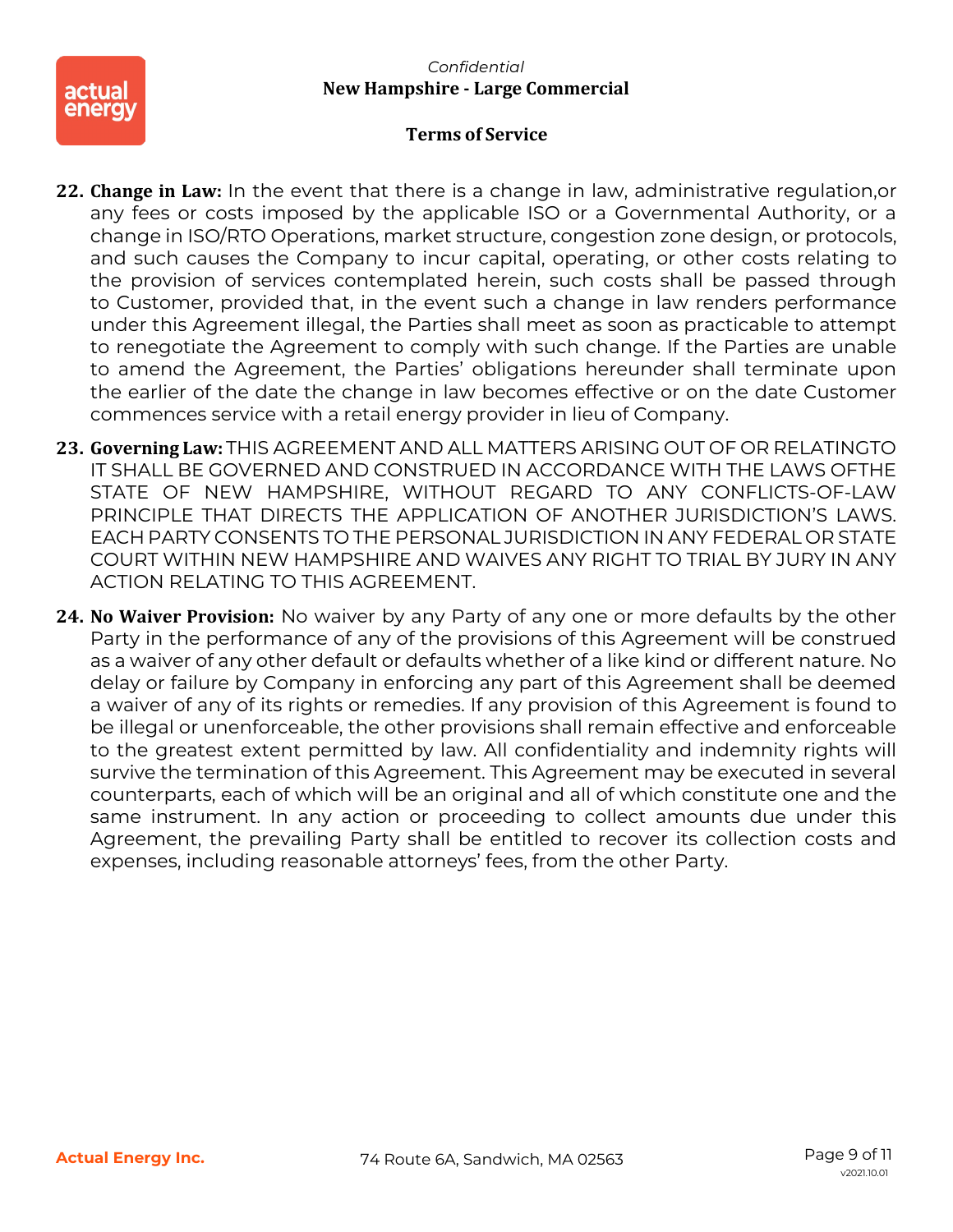22. **Change in Law:** In the event that there is a change in law, administrative regulation,or any fees or costs imposed by the applicable ISO or a Governmental Authority, or a change in ISO/RTO Operations, market structure, congestion zone design, or protocols, and such causes the Company to incur capital, operating, or other costs relating to the provision of services contemplated herein, such costs shall be passed through to Customer, provided that, in the event such a change in law renders performance under this Agreement illegal, the Parties shall meet as soon as practicable to attempt to renegotiate the Agreement to comply with such change. If the Parties are unable to amend the Agreement, the Parties' obligations hereunder shall terminate upon the earlier of the date the change in law becomes effective or on the date Customer commences service with a retail energy provider in lieu of Company.

23. **Governing Law:** THIS AGREEMENT AND ALL MATTERS ARISING OUT OF OR RELATINGTO IT SHALL BE GOVERNED AND CONSTRUED IN ACCORDANCE WITH THE LAWS OFTHE STATE OF NEW HAMPSHIRE, WITHOUT REGARD TO ANY CONFLICTS-OF-LAW PRINCIPLE THAT DIRECTS THE APPLICATION OF ANOTHER JURISDICTION'S LAWS. EACH PARTY CONSENTS TO THE PERSONAL JURISDICTION IN ANY FEDERAL OR STATE COURT WITHIN NEW HAMPSHIRE AND WAIVES ANY RIGHT TO TRIAL BY JURY IN ANY ACTION RELATING TO THIS AGREEMENT.

24. **No Waiver Provision:** No waiver by any Party of any one or more defaults by the other Party in the performance of any of the provisions of this Agreement will be construed as a waiver of any other default or defaults whether of a like kind or different nature. No delay or failure by Company in enforcing any part of this Agreement shall be deemed a waiver of any of its rights or remedies. If any provision of this Agreement is found to be illegal or unenforceable, the other provisions shall remain effective and enforceable to the greatest extent permitted by law. All confidentiality and indemnity rights will survive the termination of this Agreement. This Agreement may be executed in several counterparts, each of which will be an original and all of which constitute one and the same instrument. In any action or proceeding to collect amounts due under this Agreement, the prevailing Party shall be entitled to recover its collection costs and expenses, including reasonable attorneys' fees, from the other Party.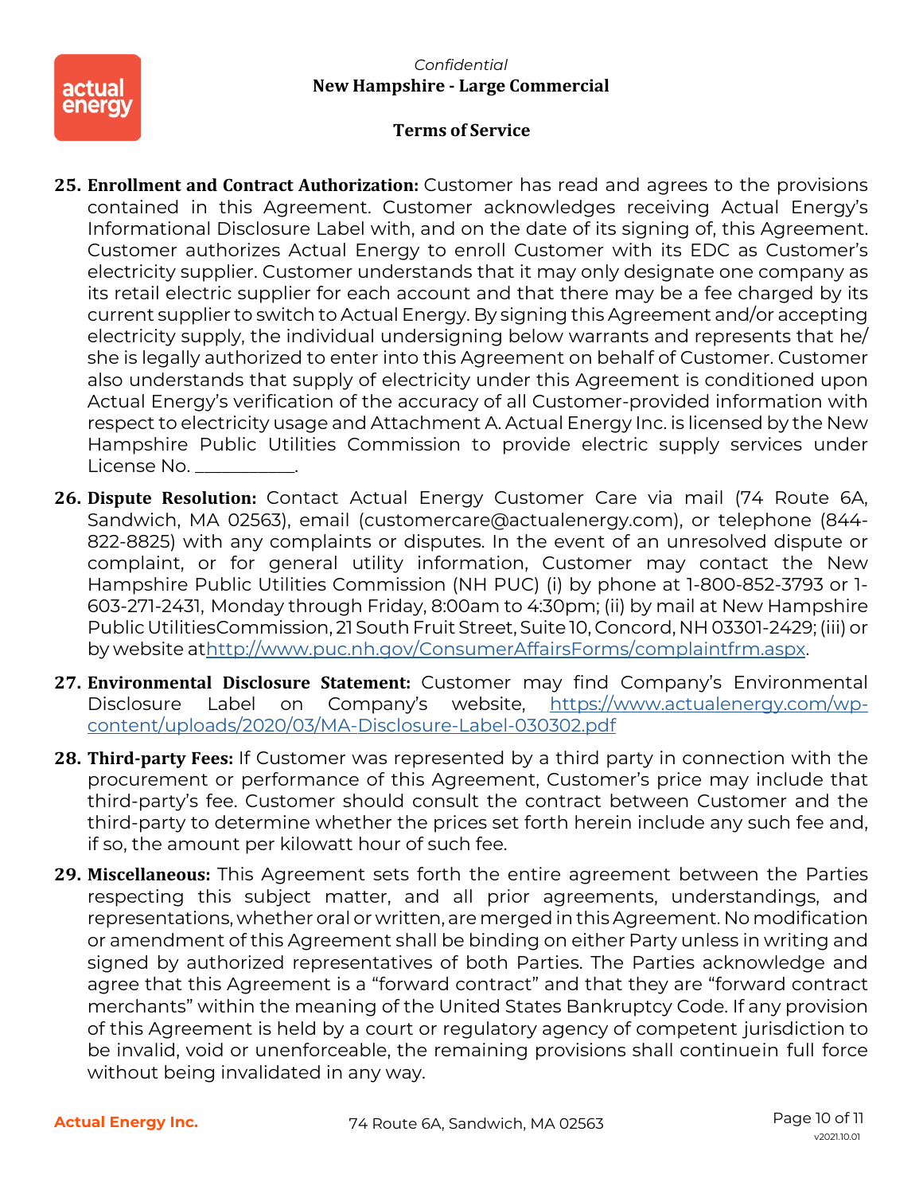25. **Enrollment and Contract Authorization:** Customer has read and agrees to the provisions contained in this Agreement. Customer acknowledges receiving Actual Energy's Informational Disclosure Label with, and on the date of its signing of, this Agreement. Customer authorizes Actual Energy to enroll Customer with its EDC as Customer's electricity supplier. Customer understands that it may only designate one company as its retail electric supplier for each account and that there may be a fee charged by its current supplier to switch to Actual Energy. By signing this Agreement and/or accepting electricity supply, the individual undersigning below warrants and represents that he/she is legally authorized to enter into this Agreement on behalf of Customer. Customer also understands that supply of electricity under this Agreement is conditioned upon Actual Energy's verification of the accuracy of all Customer-provided information with respect to electricity usage and Attachment A. Actual Energy Inc. is licensed by the New Hampshire Public Utilities Commission to provide electric supply services under License No. ___________.

26. **Dispute Resolution:** Contact Actual Energy Customer Care via mail (74 Route 6A, Sandwich, MA 02563), email (customercare@actualenergy.com), or telephone (844-822-8825) with any complaints or disputes. In the event of an unresolved dispute or complaint, or for general utility information, Customer may contact the New Hampshire Public Utilities Commission (NH PUC) (i) by phone at 1-800-852-3793 or 1-603-271-2431, Monday through Friday, 8:00am to 4:30pm; (ii) by mail at New Hampshire Public UtilitiesCommission, 21 South Fruit Street, Suite 10, Concord, NH 03301-2429; (iii) or by website at http://www.puc.nh.gov/ConsumerAffairsForms/complaintfrm.aspx.

27. **Environmental Disclosure Statement:** Customer may find Company's Environmental Disclosure Label on Company's website, https://www.actualenergy.com/wp-content/uploads/2020/03/MA-Disclosure-Label-030302.pdf

28. **Third-party Fees:** If Customer was represented by a third party in connection with the procurement or performance of this Agreement, Customer's price may include that third-party's fee. Customer should consult the contract between Customer and the third-party to determine whether the prices set forth herein include any such fee and, if so, the amount per kilowatt hour of such fee.

29. **Miscellaneous:** This Agreement sets forth the entire agreement between the Parties respecting this subject matter, and all prior agreements, understandings, and representations, whether oral or written, are merged in this Agreement. No modification or amendment of this Agreement shall be binding on either Party unless in writing and signed by authorized representatives of both Parties. The Parties acknowledge and agree that this Agreement is a "forward contract" and that they are "forward contract merchants" within the meaning of the United States Bankruptcy Code. If any provision of this Agreement is held by a court or regulatory agency of competent jurisdiction to be invalid, void or unenforceable, the remaining provisions shall continuein full force without being invalidated in any way.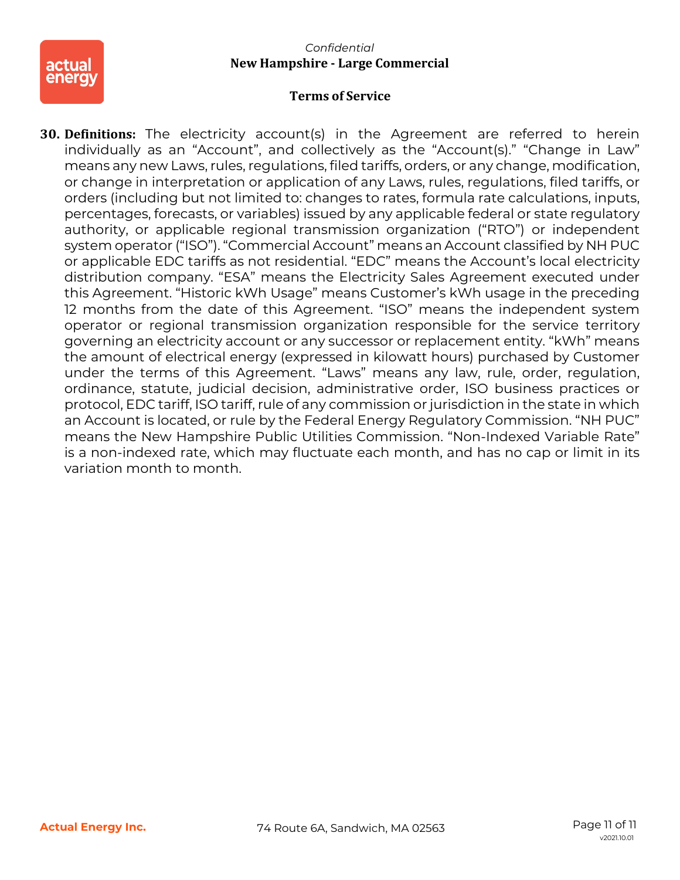**30. Definitions:** The electricity account(s) in the Agreement are referred to herein individually as an "Account", and collectively as the "Account(s)." "Change in Law" means any new Laws, rules, regulations, filed tariffs, orders, or any change, modification, or change in interpretation or application of any Laws, rules, regulations, filed tariffs, or orders (including but not limited to: changes to rates, formula rate calculations, inputs, percentages, forecasts, or variables) issued by any applicable federal or state regulatory authority, or applicable regional transmission organization ("RTO") or independent system operator ("ISO"). "Commercial Account" means an Account classified by NH PUC or applicable EDC tariffs as not residential. "EDC" means the Account's local electricity distribution company. "ESA" means the Electricity Sales Agreement executed under this Agreement. "Historic kWh Usage" means Customer's kWh usage in the preceding 12 months from the date of this Agreement. "ISO" means the independent system operator or regional transmission organization responsible for the service territory governing an electricity account or any successor or replacement entity. "kWh" means the amount of electrical energy (expressed in kilowatt hours) purchased by Customer under the terms of this Agreement. "Laws" means any law, rule, order, regulation, ordinance, statute, judicial decision, administrative order, ISO business practices or protocol, EDC tariff, ISO tariff, rule of any commission or jurisdiction in the state in which an Account is located, or rule by the Federal Energy Regulatory Commission. "NH PUC" means the New Hampshire Public Utilities Commission. "Non-Indexed Variable Rate" is a non-indexed rate, which may fluctuate each month, and has no cap or limit in its variation month to month.